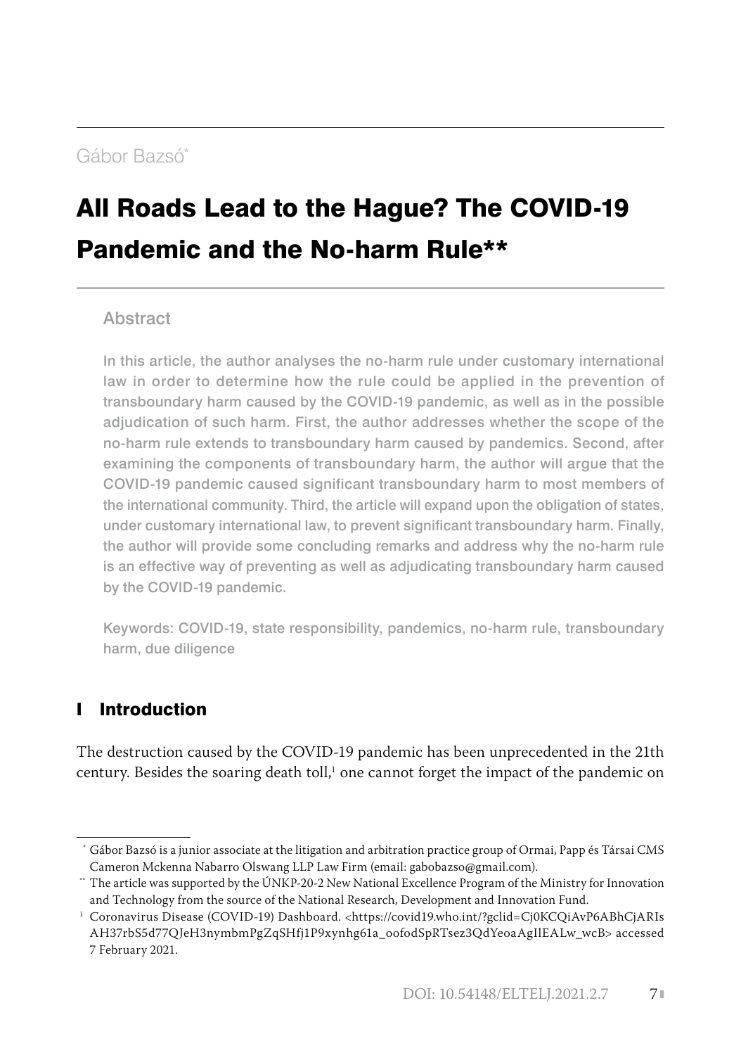Gábor Bazsó[*]

# All Roads Lead to the Hague? The COVID-19 Pandemic and the No-harm Rule[**]

## Abstract

In this article, the author analyses the no-harm rule under customary international law in order to determine how the rule could be applied in the prevention of transboundary harm caused by the COVID-19 pandemic, as well as in the possible adjudication of such harm. First, the author addresses whether the scope of the no-harm rule extends to transboundary harm caused by pandemics. Second, after examining the components of transboundary harm, the author will argue that the COVID-19 pandemic caused significant transboundary harm to most members of the international community. Third, the article will expand upon the obligation of states, under customary international law, to prevent significant transboundary harm. Finally, the author will provide some concluding remarks and address why the no-harm rule is an effective way of preventing as well as adjudicating transboundary harm caused by the COVID-19 pandemic.

Keywords: COVID-19, state responsibility, pandemics, no-harm rule, transboundary harm, due diligence

## I Introduction

The destruction caused by the COVID-19 pandemic has been unprecedented in the 21th century. Besides the soaring death toll,[1] one cannot forget the impact of the pandemic on

---

[*] Gábor Bazsó is a junior associate at the litigation and arbitration practice group of Ormai, Papp és Társai CMS Cameron Mckenna Nabarro Olswang LLP Law Firm (email: gabobazso@gmail.com).

[**] The article was supported by the ÚNKP-20-2 New National Excellence Program of the Ministry for Innovation and Technology from the source of the National Research, Development and Innovation Fund.

[1] Coronavirus Disease (COVID-19) Dashboard. <https://covid19.who.int/?gclid=Cj0KCQiAvP6ABhCjARIsAH37rbS5d77QJeH3nymbmPgZqSHfj1P9xynhg61a_oofodSpRTsez3QdYeoaAgIlEALw_wcB> accessed 7 February 2021.

DOI: 10.54148/ELTELJ.2021.2.7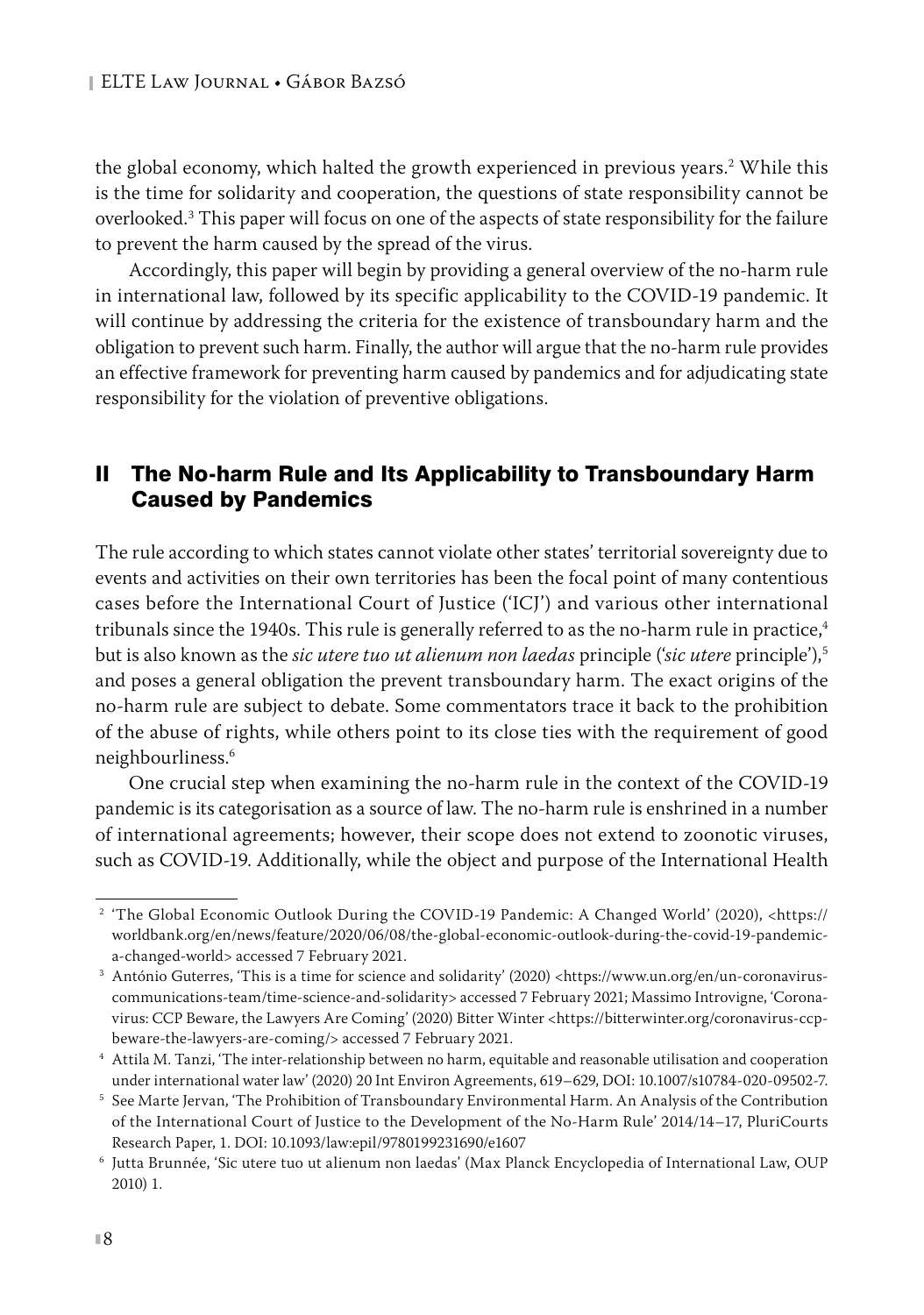the global economy, which halted the growth experienced in previous years.[2] While this is the time for solidarity and cooperation, the questions of state responsibility cannot be overlooked.[3] This paper will focus on one of the aspects of state responsibility for the failure to prevent the harm caused by the spread of the virus.

Accordingly, this paper will begin by providing a general overview of the no-harm rule in international law, followed by its specific applicability to the COVID-19 pandemic. It will continue by addressing the criteria for the existence of transboundary harm and the obligation to prevent such harm. Finally, the author will argue that the no-harm rule provides an effective framework for preventing harm caused by pandemics and for adjudicating state responsibility for the violation of preventive obligations.

## II The No-harm Rule and Its Applicability to Transboundary Harm Caused by Pandemics

The rule according to which states cannot violate other states' territorial sovereignty due to events and activities on their own territories has been the focal point of many contentious cases before the International Court of Justice ('ICJ') and various other international tribunals since the 1940s. This rule is generally referred to as the no-harm rule in practice,[4] but is also known as the *sic utere tuo ut alienum non laedas* principle ('*sic utere* principle'),[5] and poses a general obligation the prevent transboundary harm. The exact origins of the no-harm rule are subject to debate. Some commentators trace it back to the prohibition of the abuse of rights, while others point to its close ties with the requirement of good neighbourliness.[6]

One crucial step when examining the no-harm rule in the context of the COVID-19 pandemic is its categorisation as a source of law. The no-harm rule is enshrined in a number of international agreements; however, their scope does not extend to zoonotic viruses, such as COVID-19. Additionally, while the object and purpose of the International Health

---

[2] 'The Global Economic Outlook During the COVID-19 Pandemic: A Changed World' (2020), <https://worldbank.org/en/news/feature/2020/06/08/the-global-economic-outlook-during-the-covid-19-pandemic-a-changed-world> accessed 7 February 2021.

[3] António Guterres, 'This is a time for science and solidarity' (2020) <https://www.un.org/en/un-coronavirus-communications-team/time-science-and-solidarity> accessed 7 February 2021; Massimo Introvigne, 'Coronavirus: CCP Beware, the Lawyers Are Coming' (2020) Bitter Winter <https://bitterwinter.org/coronavirus-ccp-beware-the-lawyers-are-coming/> accessed 7 February 2021.

[4] Attila M. Tanzi, 'The inter-relationship between no harm, equitable and reasonable utilisation and cooperation under international water law' (2020) 20 Int Environ Agreements, 619–629, DOI: 10.1007/s10784-020-09502-7.

[5] See Marte Jervan, 'The Prohibition of Transboundary Environmental Harm. An Analysis of the Contribution of the International Court of Justice to the Development of the No-Harm Rule' 2014/14–17, PluriCourts Research Paper, 1. DOI: 10.1093/law:epil/9780199231690/e1607

[6] Jutta Brunnée, 'Sic utere tuo ut alienum non laedas' (Max Planck Encyclopedia of International Law, OUP 2010) 1.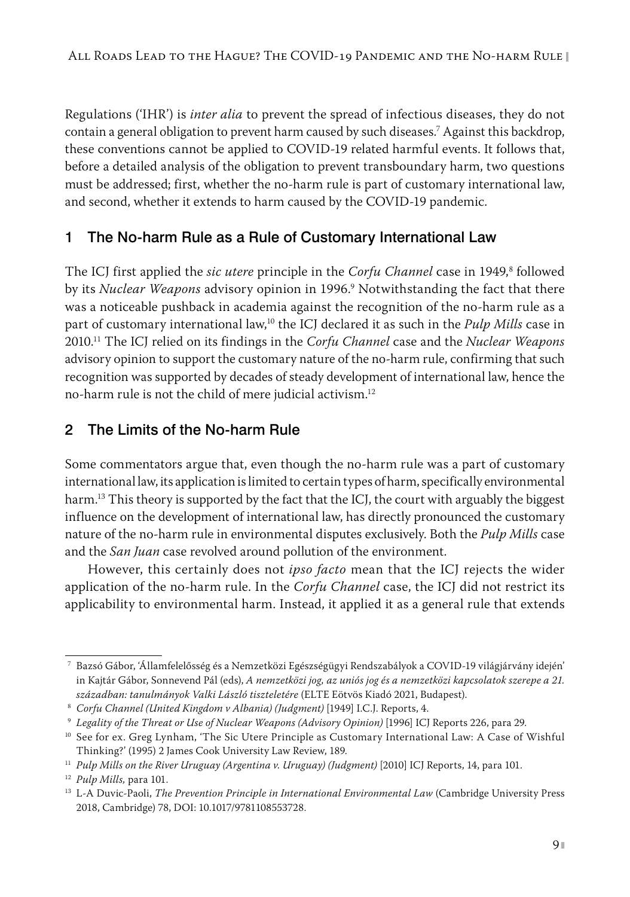Regulations ('IHR') is *inter alia* to prevent the spread of infectious diseases, they do not contain a general obligation to prevent harm caused by such diseases.[7] Against this backdrop, these conventions cannot be applied to COVID-19 related harmful events. It follows that, before a detailed analysis of the obligation to prevent transboundary harm, two questions must be addressed; first, whether the no-harm rule is part of customary international law, and second, whether it extends to harm caused by the COVID-19 pandemic.

## 1 The No-harm Rule as a Rule of Customary International Law

The ICJ first applied the *sic utere* principle in the *Corfu Channel* case in 1949,[8] followed by its *Nuclear Weapons* advisory opinion in 1996.[9] Notwithstanding the fact that there was a noticeable pushback in academia against the recognition of the no-harm rule as a part of customary international law,[10] the ICJ declared it as such in the *Pulp Mills* case in 2010.[11] The ICJ relied on its findings in the *Corfu Channel* case and the *Nuclear Weapons* advisory opinion to support the customary nature of the no-harm rule, confirming that such recognition was supported by decades of steady development of international law, hence the no-harm rule is not the child of mere judicial activism.[12]

## 2 The Limits of the No-harm Rule

Some commentators argue that, even though the no-harm rule was a part of customary international law, its application is limited to certain types of harm, specifically environmental harm.[13] This theory is supported by the fact that the ICJ, the court with arguably the biggest influence on the development of international law, has directly pronounced the customary nature of the no-harm rule in environmental disputes exclusively. Both the *Pulp Mills* case and the *San Juan* case revolved around pollution of the environment.

However, this certainly does not *ipso facto* mean that the ICJ rejects the wider application of the no-harm rule. In the *Corfu Channel* case, the ICJ did not restrict its applicability to environmental harm. Instead, it applied it as a general rule that extends

---

[7] Bazsó Gábor, 'Államfelelősség és a Nemzetközi Egészségügyi Rendszabályok a COVID-19 világjárvány idején' in Kajtár Gábor, Sonnevend Pál (eds), *A nemzetközi jog, az uniós jog és a nemzetközi kapcsolatok szerepe a 21. században: tanulmányok Valki László tiszteletére* (ELTE Eötvös Kiadó 2021, Budapest).

[8] *Corfu Channel (United Kingdom v Albania) (Judgment)* [1949] I.C.J. Reports, 4.

[9] *Legality of the Threat or Use of Nuclear Weapons (Advisory Opinion)* [1996] ICJ Reports 226, para 29.

[10] See for ex. Greg Lynham, 'The Sic Utere Principle as Customary International Law: A Case of Wishful Thinking?' (1995) 2 James Cook University Law Review, 189.

[11] *Pulp Mills on the River Uruguay (Argentina v. Uruguay) (Judgment)* [2010] ICJ Reports, 14, para 101.

[12] *Pulp Mills,* para 101.

[13] L-A Duvic-Paoli, *The Prevention Principle in International Environmental Law* (Cambridge University Press 2018, Cambridge) 78, DOI: 10.1017/9781108553728.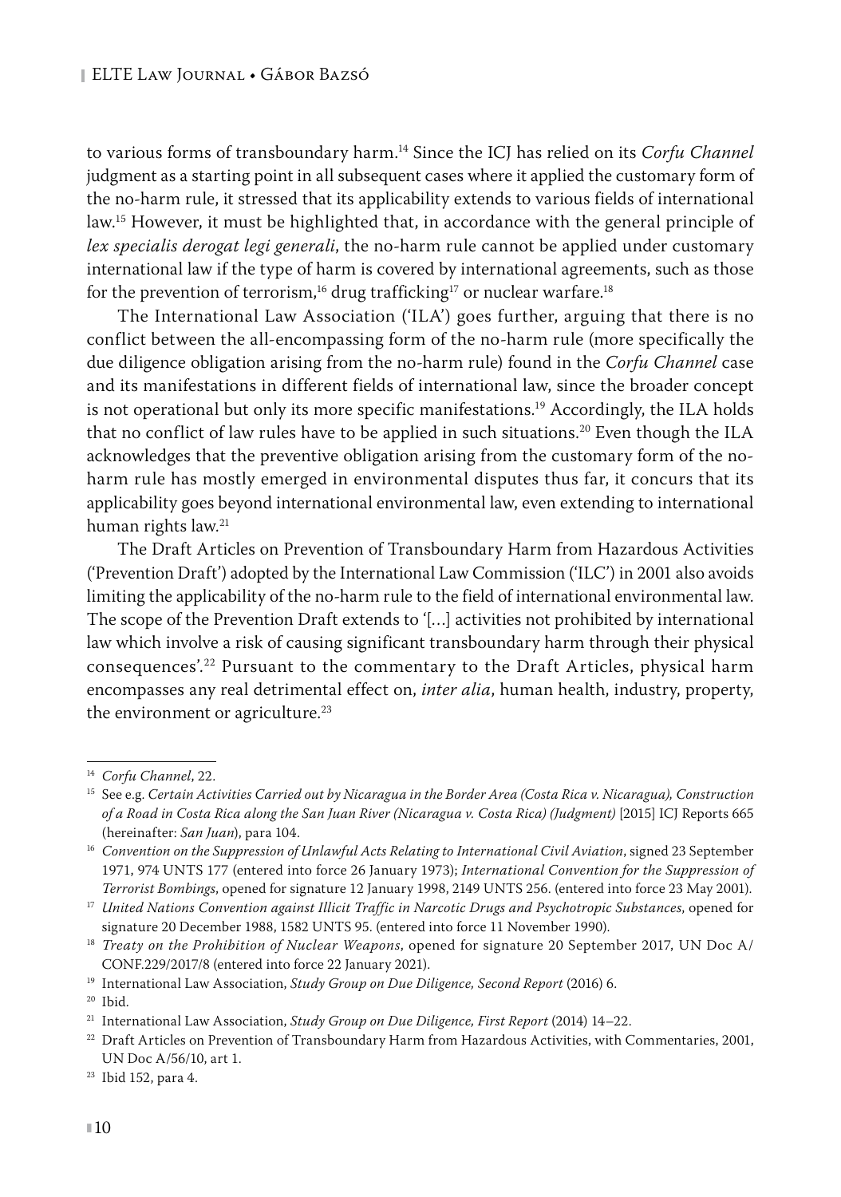to various forms of transboundary harm.[14] Since the ICJ has relied on its *Corfu Channel* judgment as a starting point in all subsequent cases where it applied the customary form of the no-harm rule, it stressed that its applicability extends to various fields of international law.[15] However, it must be highlighted that, in accordance with the general principle of *lex specialis derogat legi generali*, the no-harm rule cannot be applied under customary international law if the type of harm is covered by international agreements, such as those for the prevention of terrorism,[16] drug trafficking[17] or nuclear warfare.[18]

The International Law Association ('ILA') goes further, arguing that there is no conflict between the all-encompassing form of the no-harm rule (more specifically the due diligence obligation arising from the no-harm rule) found in the *Corfu Channel* case and its manifestations in different fields of international law, since the broader concept is not operational but only its more specific manifestations.[19] Accordingly, the ILA holds that no conflict of law rules have to be applied in such situations.[20] Even though the ILA acknowledges that the preventive obligation arising from the customary form of the no-harm rule has mostly emerged in environmental disputes thus far, it concurs that its applicability goes beyond international environmental law, even extending to international human rights law.[21]

The Draft Articles on Prevention of Transboundary Harm from Hazardous Activities ('Prevention Draft') adopted by the International Law Commission ('ILC') in 2001 also avoids limiting the applicability of the no-harm rule to the field of international environmental law. The scope of the Prevention Draft extends to '[…] activities not prohibited by international law which involve a risk of causing significant transboundary harm through their physical consequences'.[22] Pursuant to the commentary to the Draft Articles, physical harm encompasses any real detrimental effect on, *inter alia*, human health, industry, property, the environment or agriculture.[23]

---

[14] *Corfu Channel*, 22.

[15] See e.g. *Certain Activities Carried out by Nicaragua in the Border Area (Costa Rica v. Nicaragua), Construction of a Road in Costa Rica along the San Juan River (Nicaragua v. Costa Rica) (Judgment)* [2015] ICJ Reports 665 (hereinafter: *San Juan*), para 104.

[16] *Convention on the Suppression of Unlawful Acts Relating to International Civil Aviation*, signed 23 September 1971, 974 UNTS 177 (entered into force 26 January 1973); *International Convention for the Suppression of Terrorist Bombings*, opened for signature 12 January 1998, 2149 UNTS 256. (entered into force 23 May 2001).

[17] *United Nations Convention against Illicit Traffic in Narcotic Drugs and Psychotropic Substances*, opened for signature 20 December 1988, 1582 UNTS 95. (entered into force 11 November 1990).

[18] *Treaty on the Prohibition of Nuclear Weapons*, opened for signature 20 September 2017, UN Doc A/CONF.229/2017/8 (entered into force 22 January 2021).

[19] International Law Association, *Study Group on Due Diligence, Second Report* (2016) 6.

[20] Ibid.

[21] International Law Association, *Study Group on Due Diligence, First Report* (2014) 14–22.

[22] Draft Articles on Prevention of Transboundary Harm from Hazardous Activities, with Commentaries, 2001, UN Doc A/56/10, art 1.

[23] Ibid 152, para 4.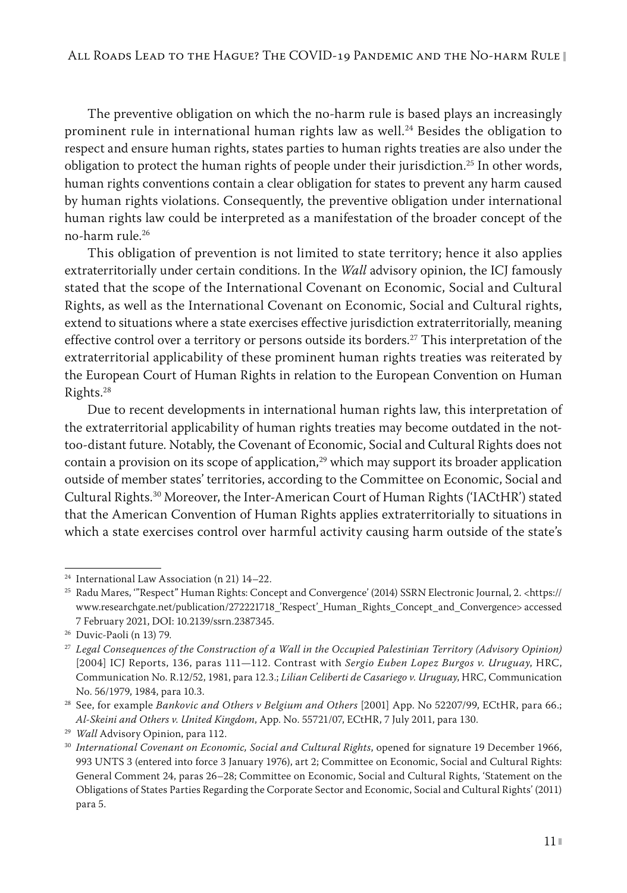The preventive obligation on which the no-harm rule is based plays an increasingly prominent rule in international human rights law as well.[24] Besides the obligation to respect and ensure human rights, states parties to human rights treaties are also under the obligation to protect the human rights of people under their jurisdiction.[25] In other words, human rights conventions contain a clear obligation for states to prevent any harm caused by human rights violations. Consequently, the preventive obligation under international human rights law could be interpreted as a manifestation of the broader concept of the no-harm rule.[26]

This obligation of prevention is not limited to state territory; hence it also applies extraterritorially under certain conditions. In the *Wall* advisory opinion, the ICJ famously stated that the scope of the International Covenant on Economic, Social and Cultural Rights, as well as the International Covenant on Economic, Social and Cultural rights, extend to situations where a state exercises effective jurisdiction extraterritorially, meaning effective control over a territory or persons outside its borders.[27] This interpretation of the extraterritorial applicability of these prominent human rights treaties was reiterated by the European Court of Human Rights in relation to the European Convention on Human Rights.[28]

Due to recent developments in international human rights law, this interpretation of the extraterritorial applicability of human rights treaties may become outdated in the not-too-distant future. Notably, the Covenant of Economic, Social and Cultural Rights does not contain a provision on its scope of application,[29] which may support its broader application outside of member states' territories, according to the Committee on Economic, Social and Cultural Rights.[30] Moreover, the Inter-American Court of Human Rights ('IACtHR') stated that the American Convention of Human Rights applies extraterritorially to situations in which a state exercises control over harmful activity causing harm outside of the state's

---

[24] International Law Association (n 21) 14–22.

[25] Radu Mares, '"Respect" Human Rights: Concept and Convergence' (2014) SSRN Electronic Journal, 2. <https://www.researchgate.net/publication/272221718_'Respect'_Human_Rights_Concept_and_Convergence> accessed 7 February 2021, DOI: 10.2139/ssrn.2387345.

[26] Duvic-Paoli (n 13) 79.

[27] *Legal Consequences of the Construction of a Wall in the Occupied Palestinian Territory (Advisory Opinion)* [2004] ICJ Reports, 136, paras 111—112. Contrast with *Sergio Euben Lopez Burgos v. Uruguay*, HRC, Communication No. R.12/52, 1981, para 12.3.; *Lilian Celiberti de Casariego v. Uruguay*, HRC, Communication No. 56/1979, 1984, para 10.3.

[28] See, for example *Bankovic and Others v Belgium and Others* [2001] App. No 52207/99, ECtHR, para 66.; *Al-Skeini and Others v. United Kingdom*, App. No. 55721/07, ECtHR, 7 July 2011, para 130.

[29] *Wall* Advisory Opinion, para 112.

[30] *International Covenant on Economic, Social and Cultural Rights*, opened for signature 19 December 1966, 993 UNTS 3 (entered into force 3 January 1976), art 2; Committee on Economic, Social and Cultural Rights: General Comment 24, paras 26–28; Committee on Economic, Social and Cultural Rights, 'Statement on the Obligations of States Parties Regarding the Corporate Sector and Economic, Social and Cultural Rights' (2011) para 5.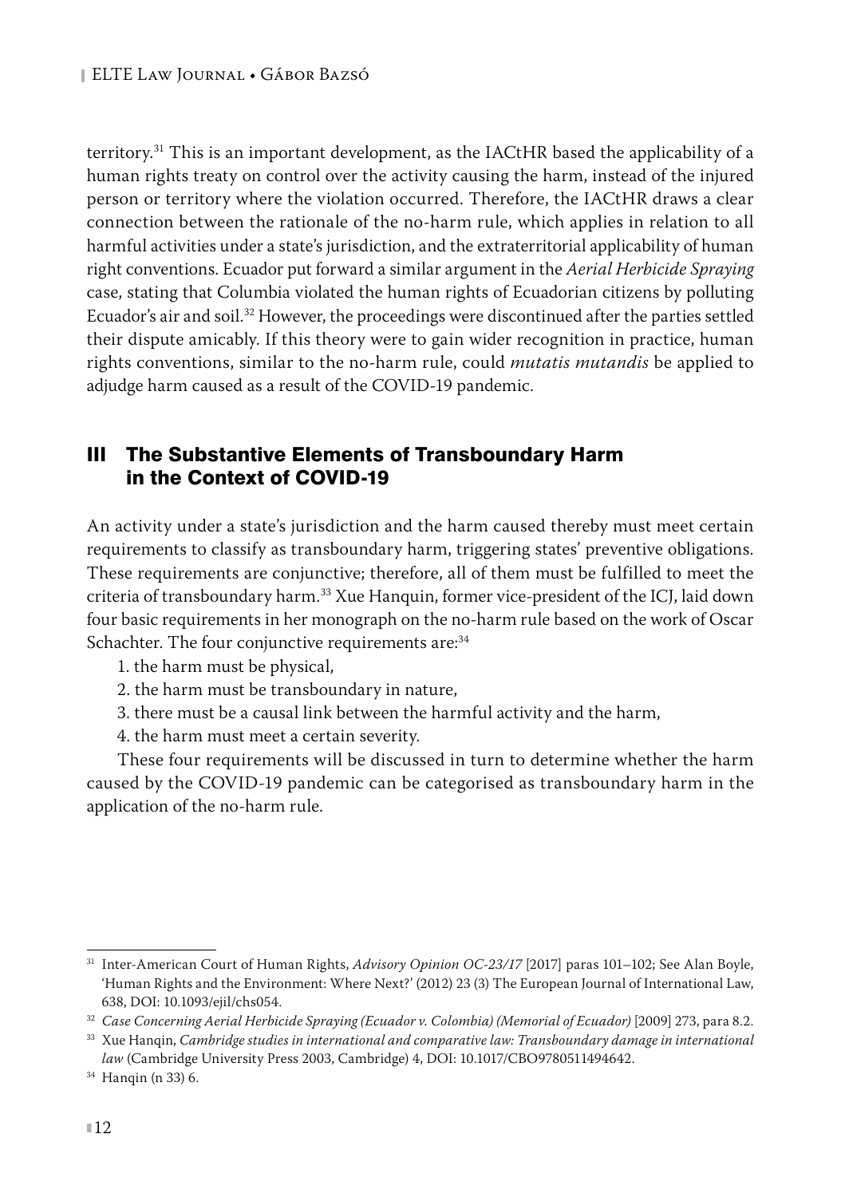territory.[31] This is an important development, as the IACtHR based the applicability of a human rights treaty on control over the activity causing the harm, instead of the injured person or territory where the violation occurred. Therefore, the IACtHR draws a clear connection between the rationale of the no-harm rule, which applies in relation to all harmful activities under a state's jurisdiction, and the extraterritorial applicability of human right conventions. Ecuador put forward a similar argument in the *Aerial Herbicide Spraying* case, stating that Columbia violated the human rights of Ecuadorian citizens by polluting Ecuador's air and soil.[32] However, the proceedings were discontinued after the parties settled their dispute amicably. If this theory were to gain wider recognition in practice, human rights conventions, similar to the no-harm rule, could *mutatis mutandis* be applied to adjudge harm caused as a result of the COVID-19 pandemic.

## III The Substantive Elements of Transboundary Harm in the Context of COVID-19

An activity under a state's jurisdiction and the harm caused thereby must meet certain requirements to classify as transboundary harm, triggering states' preventive obligations. These requirements are conjunctive; therefore, all of them must be fulfilled to meet the criteria of transboundary harm.[33] Xue Hanquin, former vice-president of the ICJ, laid down four basic requirements in her monograph on the no-harm rule based on the work of Oscar Schachter. The four conjunctive requirements are:[34]

1. the harm must be physical,
2. the harm must be transboundary in nature,
3. there must be a causal link between the harmful activity and the harm,
4. the harm must meet a certain severity.

These four requirements will be discussed in turn to determine whether the harm caused by the COVID-19 pandemic can be categorised as transboundary harm in the application of the no-harm rule.

---

[31] Inter-American Court of Human Rights, *Advisory Opinion OC-23/17* [2017] paras 101–102; See Alan Boyle, 'Human Rights and the Environment: Where Next?' (2012) 23 (3) The European Journal of International Law, 638, DOI: 10.1093/ejil/chs054.

[32] *Case Concerning Aerial Herbicide Spraying (Ecuador v. Colombia) (Memorial of Ecuador)* [2009] 273, para 8.2.

[33] Xue Hanqin, *Cambridge studies in international and comparative law: Transboundary damage in international law* (Cambridge University Press 2003, Cambridge) 4, DOI: 10.1017/CBO9780511494642.

[34] Hanqin (n 33) 6.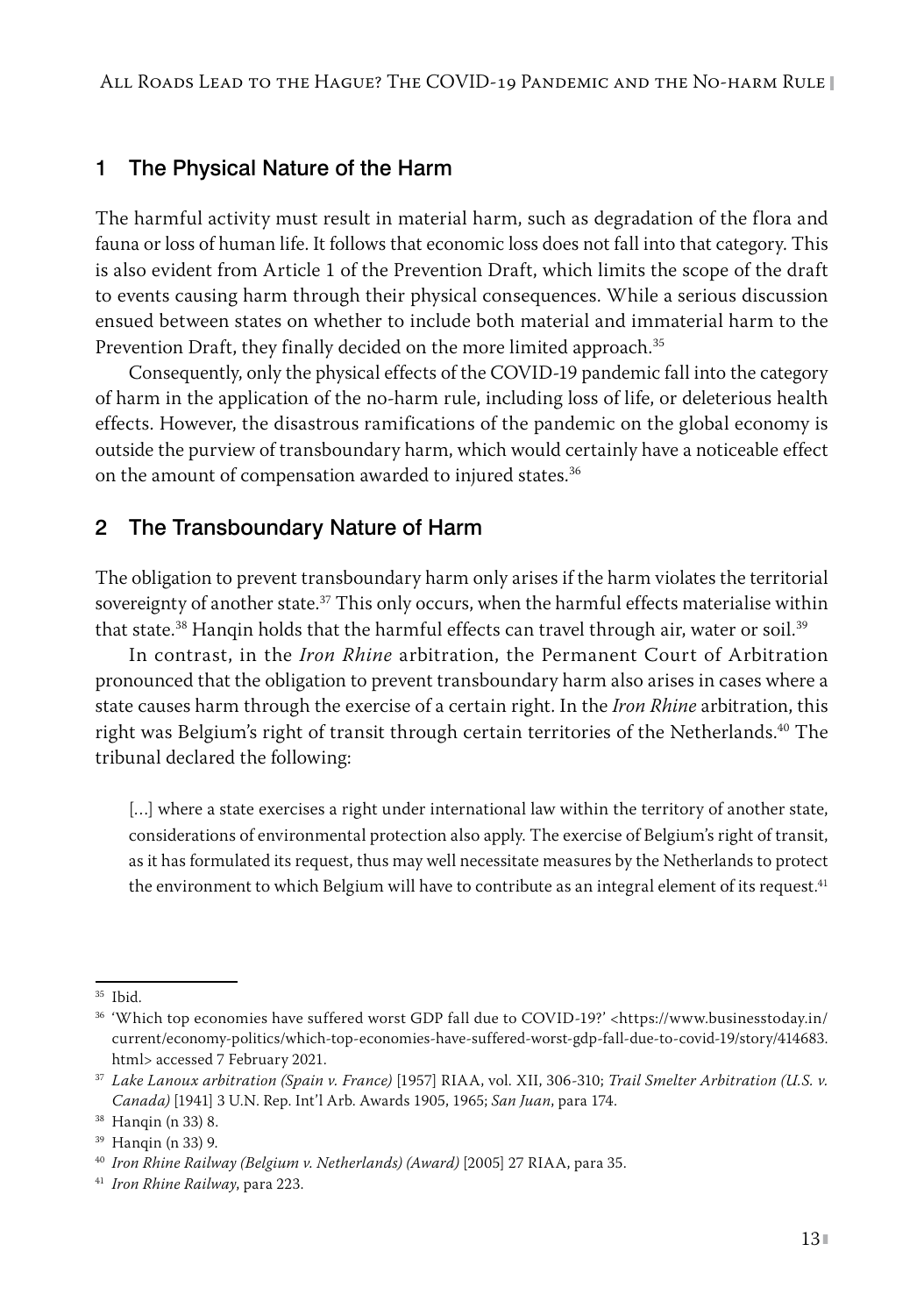## 1 The Physical Nature of the Harm

The harmful activity must result in material harm, such as degradation of the flora and fauna or loss of human life. It follows that economic loss does not fall into that category. This is also evident from Article 1 of the Prevention Draft, which limits the scope of the draft to events causing harm through their physical consequences. While a serious discussion ensued between states on whether to include both material and immaterial harm to the Prevention Draft, they finally decided on the more limited approach.[35]

Consequently, only the physical effects of the COVID-19 pandemic fall into the category of harm in the application of the no-harm rule, including loss of life, or deleterious health effects. However, the disastrous ramifications of the pandemic on the global economy is outside the purview of transboundary harm, which would certainly have a noticeable effect on the amount of compensation awarded to injured states.[36]

## 2 The Transboundary Nature of Harm

The obligation to prevent transboundary harm only arises if the harm violates the territorial sovereignty of another state.[37] This only occurs, when the harmful effects materialise within that state.[38] Hanqin holds that the harmful effects can travel through air, water or soil.[39]

In contrast, in the *Iron Rhine* arbitration, the Permanent Court of Arbitration pronounced that the obligation to prevent transboundary harm also arises in cases where a state causes harm through the exercise of a certain right. In the *Iron Rhine* arbitration, this right was Belgium's right of transit through certain territories of the Netherlands.[40] The tribunal declared the following:

> […] where a state exercises a right under international law within the territory of another state, considerations of environmental protection also apply. The exercise of Belgium's right of transit, as it has formulated its request, thus may well necessitate measures by the Netherlands to protect the environment to which Belgium will have to contribute as an integral element of its request.[41]

---

[35] Ibid.

[36] 'Which top economies have suffered worst GDP fall due to COVID-19?' <https://www.businesstoday.in/current/economy-politics/which-top-economies-have-suffered-worst-gdp-fall-due-to-covid-19/story/414683.html> accessed 7 February 2021.

[37] *Lake Lanoux arbitration (Spain v. France)* [1957] RIAA, vol. XII, 306-310; *Trail Smelter Arbitration (U.S. v. Canada)* [1941] 3 U.N. Rep. Int'l Arb. Awards 1905, 1965; *San Juan*, para 174.

[38] Hanqin (n 33) 8.

[39] Hanqin (n 33) 9.

[40] *Iron Rhine Railway (Belgium v. Netherlands) (Award)* [2005] 27 RIAA, para 35.

[41] *Iron Rhine Railway*, para 223.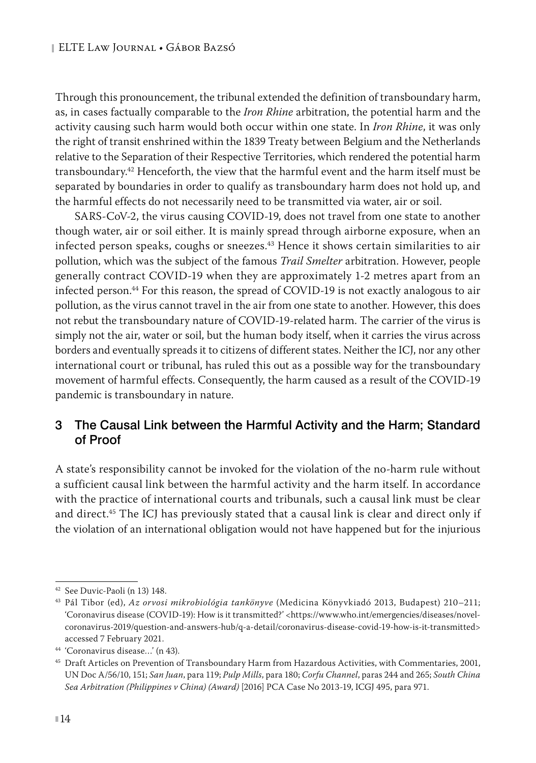Through this pronouncement, the tribunal extended the definition of transboundary harm, as, in cases factually comparable to the *Iron Rhine* arbitration, the potential harm and the activity causing such harm would both occur within one state. In *Iron Rhine*, it was only the right of transit enshrined within the 1839 Treaty between Belgium and the Netherlands relative to the Separation of their Respective Territories, which rendered the potential harm transboundary.[42] Henceforth, the view that the harmful event and the harm itself must be separated by boundaries in order to qualify as transboundary harm does not hold up, and the harmful effects do not necessarily need to be transmitted via water, air or soil.

SARS-CoV-2, the virus causing COVID-19, does not travel from one state to another though water, air or soil either. It is mainly spread through airborne exposure, when an infected person speaks, coughs or sneezes.[43] Hence it shows certain similarities to air pollution, which was the subject of the famous *Trail Smelter* arbitration. However, people generally contract COVID-19 when they are approximately 1-2 metres apart from an infected person.[44] For this reason, the spread of COVID-19 is not exactly analogous to air pollution, as the virus cannot travel in the air from one state to another. However, this does not rebut the transboundary nature of COVID-19-related harm. The carrier of the virus is simply not the air, water or soil, but the human body itself, when it carries the virus across borders and eventually spreads it to citizens of different states. Neither the ICJ, nor any other international court or tribunal, has ruled this out as a possible way for the transboundary movement of harmful effects. Consequently, the harm caused as a result of the COVID-19 pandemic is transboundary in nature.

## 3 The Causal Link between the Harmful Activity and the Harm; Standard of Proof

A state's responsibility cannot be invoked for the violation of the no-harm rule without a sufficient causal link between the harmful activity and the harm itself. In accordance with the practice of international courts and tribunals, such a causal link must be clear and direct.[45] The ICJ has previously stated that a causal link is clear and direct only if the violation of an international obligation would not have happened but for the injurious

---

[42] See Duvic-Paoli (n 13) 148.

[43] Pál Tibor (ed), *Az orvosi mikrobiológia tankönyve* (Medicina Könyvkiadó 2013, Budapest) 210–211; 'Coronavirus disease (COVID-19): How is it transmitted?' <https://www.who.int/emergencies/diseases/novel-coronavirus-2019/question-and-answers-hub/q-a-detail/coronavirus-disease-covid-19-how-is-it-transmitted> accessed 7 February 2021.

[44] 'Coronavirus disease…' (n 43).

[45] Draft Articles on Prevention of Transboundary Harm from Hazardous Activities, with Commentaries, 2001, UN Doc A/56/10, 151; *San Juan*, para 119; *Pulp Mills*, para 180; *Corfu Channel*, paras 244 and 265; *South China Sea Arbitration (Philippines v China) (Award)* [2016] PCA Case No 2013-19, ICGJ 495, para 971.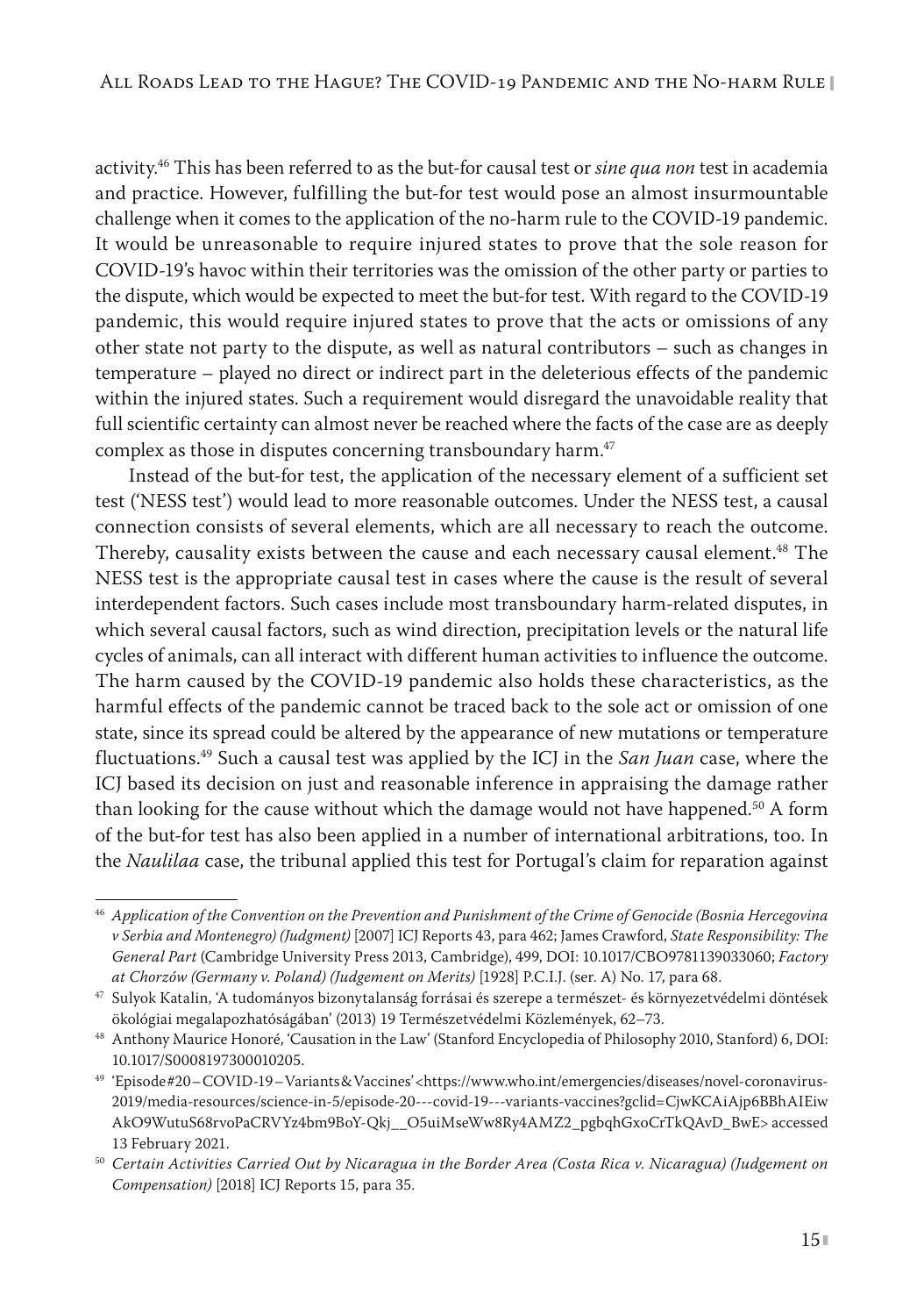activity.[46] This has been referred to as the but-for causal test or *sine qua non* test in academia and practice. However, fulfilling the but-for test would pose an almost insurmountable challenge when it comes to the application of the no-harm rule to the COVID-19 pandemic. It would be unreasonable to require injured states to prove that the sole reason for COVID-19's havoc within their territories was the omission of the other party or parties to the dispute, which would be expected to meet the but-for test. With regard to the COVID-19 pandemic, this would require injured states to prove that the acts or omissions of any other state not party to the dispute, as well as natural contributors – such as changes in temperature – played no direct or indirect part in the deleterious effects of the pandemic within the injured states. Such a requirement would disregard the unavoidable reality that full scientific certainty can almost never be reached where the facts of the case are as deeply complex as those in disputes concerning transboundary harm.[47]

Instead of the but-for test, the application of the necessary element of a sufficient set test ('NESS test') would lead to more reasonable outcomes. Under the NESS test, a causal connection consists of several elements, which are all necessary to reach the outcome. Thereby, causality exists between the cause and each necessary causal element.[48] The NESS test is the appropriate causal test in cases where the cause is the result of several interdependent factors. Such cases include most transboundary harm-related disputes, in which several causal factors, such as wind direction, precipitation levels or the natural life cycles of animals, can all interact with different human activities to influence the outcome. The harm caused by the COVID-19 pandemic also holds these characteristics, as the harmful effects of the pandemic cannot be traced back to the sole act or omission of one state, since its spread could be altered by the appearance of new mutations or temperature fluctuations.[49] Such a causal test was applied by the ICJ in the *San Juan* case, where the ICJ based its decision on just and reasonable inference in appraising the damage rather than looking for the cause without which the damage would not have happened.[50] A form of the but-for test has also been applied in a number of international arbitrations, too. In the *Naulilaa* case, the tribunal applied this test for Portugal's claim for reparation against

---

[46] *Application of the Convention on the Prevention and Punishment of the Crime of Genocide (Bosnia Hercegovina v Serbia and Montenegro) (Judgment)* [2007] ICJ Reports 43, para 462; James Crawford, *State Responsibility: The General Part* (Cambridge University Press 2013, Cambridge), 499, DOI: 10.1017/CBO9781139033060; *Factory at Chorzów (Germany v. Poland) (Judgement on Merits)* [1928] P.C.I.J. (ser. A) No. 17, para 68.

[47] Sulyok Katalin, 'A tudományos bizonytalanság forrásai és szerepe a természet- és környezetvédelmi döntések ökológiai megalapozhatóságában' (2013) 19 Természetvédelmi Közlemények, 62–73.

[48] Anthony Maurice Honoré, 'Causation in the Law' (Stanford Encyclopedia of Philosophy 2010, Stanford) 6, DOI: 10.1017/S0008197300010205.

[49] 'Episode #20 – COVID-19 – Variants & Vaccines' <https://www.who.int/emergencies/diseases/novel-coronavirus-2019/media-resources/science-in-5/episode-20---covid-19---variants-vaccines?gclid=CjwKCAiAjp6BBhAIEiwAkO9WutuS68rvoPaCRVYz4bm9BoY-Qkj__O5uiMseWw8Ry4AMZ2_pgbqhGxoCrTkQAvD_BwE> accessed 13 February 2021.

[50] *Certain Activities Carried Out by Nicaragua in the Border Area (Costa Rica v. Nicaragua) (Judgement on Compensation)* [2018] ICJ Reports 15, para 35.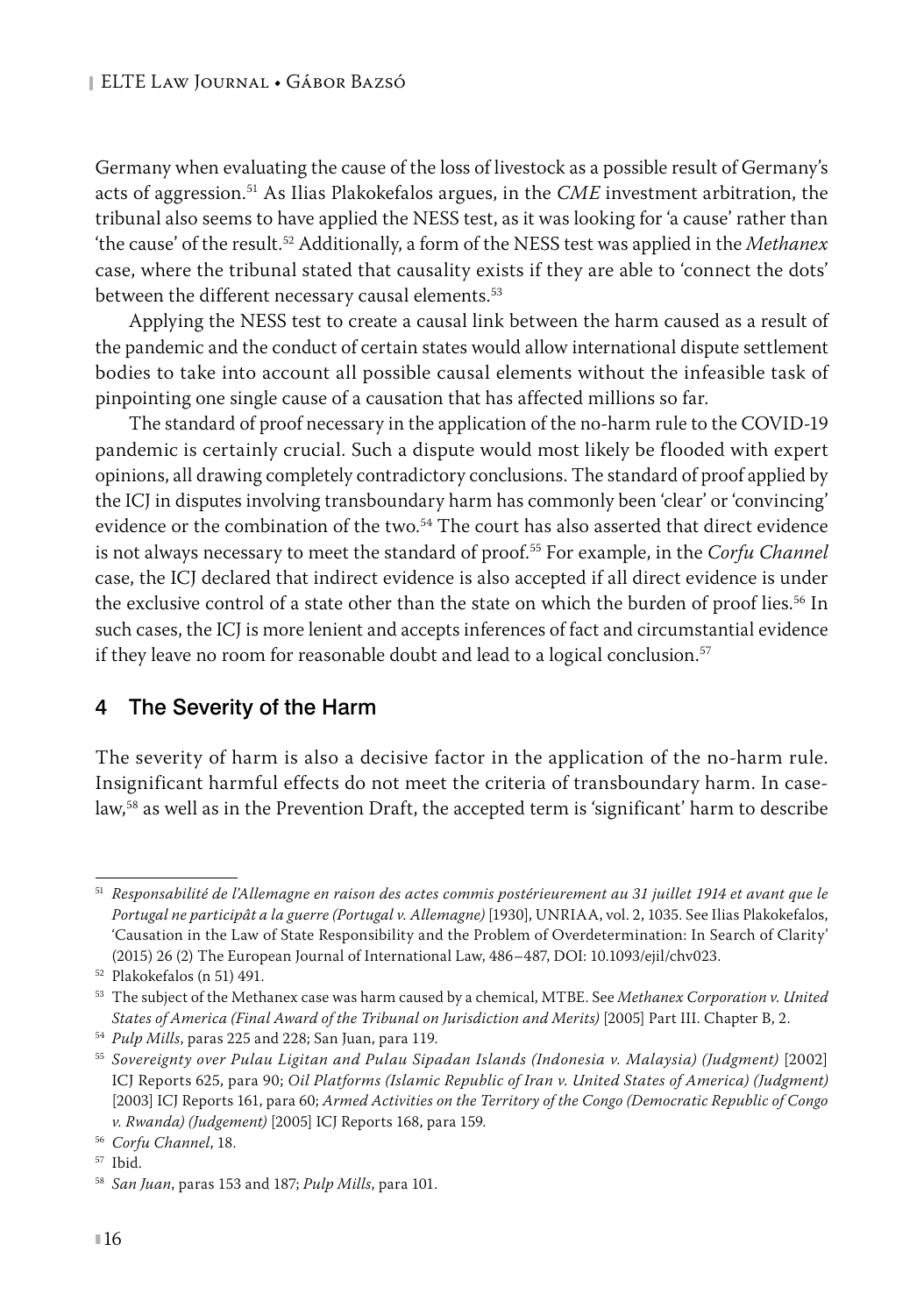Germany when evaluating the cause of the loss of livestock as a possible result of Germany's acts of aggression.[51] As Ilias Plakokefalos argues, in the *CME* investment arbitration, the tribunal also seems to have applied the NESS test, as it was looking for 'a cause' rather than 'the cause' of the result.[52] Additionally, a form of the NESS test was applied in the *Methanex* case, where the tribunal stated that causality exists if they are able to 'connect the dots' between the different necessary causal elements.[53]

Applying the NESS test to create a causal link between the harm caused as a result of the pandemic and the conduct of certain states would allow international dispute settlement bodies to take into account all possible causal elements without the infeasible task of pinpointing one single cause of a causation that has affected millions so far.

The standard of proof necessary in the application of the no-harm rule to the COVID-19 pandemic is certainly crucial. Such a dispute would most likely be flooded with expert opinions, all drawing completely contradictory conclusions. The standard of proof applied by the ICJ in disputes involving transboundary harm has commonly been 'clear' or 'convincing' evidence or the combination of the two.[54] The court has also asserted that direct evidence is not always necessary to meet the standard of proof.[55] For example, in the *Corfu Channel* case, the ICJ declared that indirect evidence is also accepted if all direct evidence is under the exclusive control of a state other than the state on which the burden of proof lies.[56] In such cases, the ICJ is more lenient and accepts inferences of fact and circumstantial evidence if they leave no room for reasonable doubt and lead to a logical conclusion.[57]

## 4 The Severity of the Harm

The severity of harm is also a decisive factor in the application of the no-harm rule. Insignificant harmful effects do not meet the criteria of transboundary harm. In case-law,[58] as well as in the Prevention Draft, the accepted term is 'significant' harm to describe

---

[51] *Responsabilité de l'Allemagne en raison des actes commis postérieurement au 31 juillet 1914 et avant que le Portugal ne participât a la guerre (Portugal v. Allemagne)* [1930], UNRIAA, vol. 2, 1035. See Ilias Plakokefalos, 'Causation in the Law of State Responsibility and the Problem of Overdetermination: In Search of Clarity' (2015) 26 (2) The European Journal of International Law, 486–487, DOI: 10.1093/ejil/chv023.

[52] Plakokefalos (n 51) 491.

[53] The subject of the Methanex case was harm caused by a chemical, MTBE. See *Methanex Corporation v. United States of America (Final Award of the Tribunal on Jurisdiction and Merits)* [2005] Part III. Chapter B, 2.

[54] *Pulp Mills*, paras 225 and 228; San Juan, para 119.

[55] *Sovereignty over Pulau Ligitan and Pulau Sipadan Islands (Indonesia v. Malaysia) (Judgment)* [2002] ICJ Reports 625, para 90; *Oil Platforms (Islamic Republic of Iran v. United States of America) (Judgment)* [2003] ICJ Reports 161, para 60; *Armed Activities on the Territory of the Congo (Democratic Republic of Congo v. Rwanda) (Judgement)* [2005] ICJ Reports 168, para 159.

[56] *Corfu Channel*, 18.

[57] Ibid.

[58] *San Juan*, paras 153 and 187; *Pulp Mills*, para 101.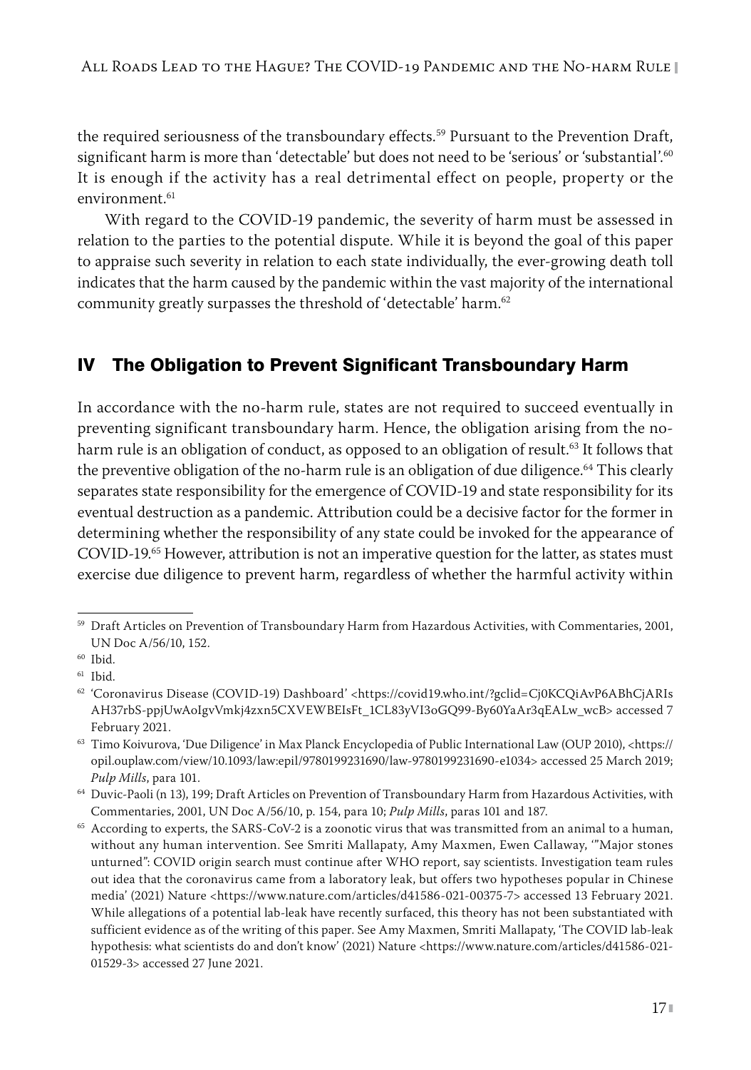the required seriousness of the transboundary effects.[59] Pursuant to the Prevention Draft, significant harm is more than 'detectable' but does not need to be 'serious' or 'substantial'.[60] It is enough if the activity has a real detrimental effect on people, property or the environment.[61]

With regard to the COVID-19 pandemic, the severity of harm must be assessed in relation to the parties to the potential dispute. While it is beyond the goal of this paper to appraise such severity in relation to each state individually, the ever-growing death toll indicates that the harm caused by the pandemic within the vast majority of the international community greatly surpasses the threshold of 'detectable' harm.[62]

## IV The Obligation to Prevent Significant Transboundary Harm

In accordance with the no-harm rule, states are not required to succeed eventually in preventing significant transboundary harm. Hence, the obligation arising from the no-harm rule is an obligation of conduct, as opposed to an obligation of result.[63] It follows that the preventive obligation of the no-harm rule is an obligation of due diligence.[64] This clearly separates state responsibility for the emergence of COVID-19 and state responsibility for its eventual destruction as a pandemic. Attribution could be a decisive factor for the former in determining whether the responsibility of any state could be invoked for the appearance of COVID-19.[65] However, attribution is not an imperative question for the latter, as states must exercise due diligence to prevent harm, regardless of whether the harmful activity within

---

[59] Draft Articles on Prevention of Transboundary Harm from Hazardous Activities, with Commentaries, 2001, UN Doc A/56/10, 152.

[60] Ibid.

[61] Ibid.

[62] 'Coronavirus Disease (COVID-19) Dashboard' <https://covid19.who.int/?gclid=Cj0KCQiAvP6ABhCjARIsAH37rbS-ppjUwAoIgvVmkj4zxn5CXVEWBEIsFt_1CL83yVI3oGQ99-By60YaAr3qEALw_wcB> accessed 7 February 2021.

[63] Timo Koivurova, 'Due Diligence' in Max Planck Encyclopedia of Public International Law (OUP 2010), <https://opil.ouplaw.com/view/10.1093/law:epil/9780199231690/law-9780199231690-e1034> accessed 25 March 2019; *Pulp Mills*, para 101.

[64] Duvic-Paoli (n 13), 199; Draft Articles on Prevention of Transboundary Harm from Hazardous Activities, with Commentaries, 2001, UN Doc A/56/10, p. 154, para 10; *Pulp Mills*, paras 101 and 187.

[65] According to experts, the SARS-CoV-2 is a zoonotic virus that was transmitted from an animal to a human, without any human intervention. See Smriti Mallapaty, Amy Maxmen, Ewen Callaway, '"Major stones unturned": COVID origin search must continue after WHO report, say scientists. Investigation team rules out idea that the coronavirus came from a laboratory leak, but offers two hypotheses popular in Chinese media' (2021) Nature <https://www.nature.com/articles/d41586-021-00375-7> accessed 13 February 2021. While allegations of a potential lab-leak have recently surfaced, this theory has not been substantiated with sufficient evidence as of the writing of this paper. See Amy Maxmen, Smriti Mallapaty, 'The COVID lab-leak hypothesis: what scientists do and don't know' (2021) Nature <https://www.nature.com/articles/d41586-021-01529-3> accessed 27 June 2021.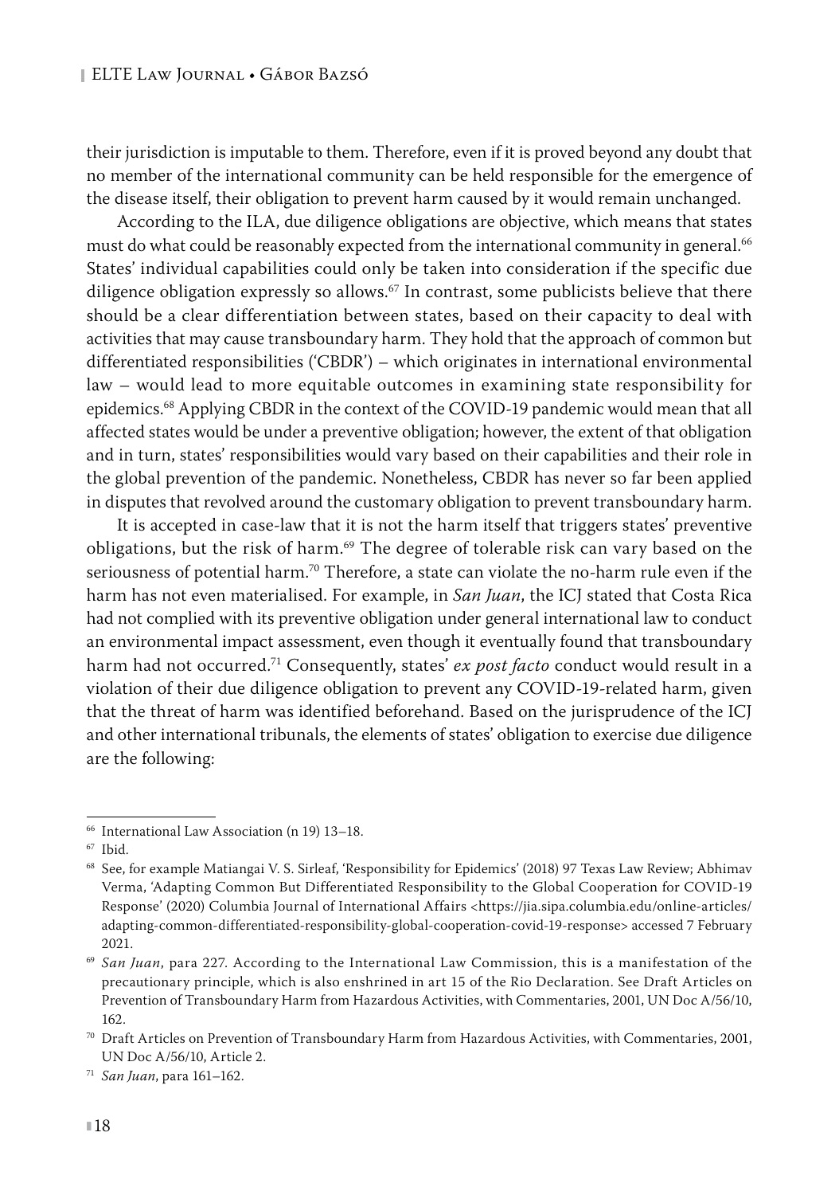their jurisdiction is imputable to them. Therefore, even if it is proved beyond any doubt that no member of the international community can be held responsible for the emergence of the disease itself, their obligation to prevent harm caused by it would remain unchanged.

According to the ILA, due diligence obligations are objective, which means that states must do what could be reasonably expected from the international community in general.[66] States' individual capabilities could only be taken into consideration if the specific due diligence obligation expressly so allows.[67] In contrast, some publicists believe that there should be a clear differentiation between states, based on their capacity to deal with activities that may cause transboundary harm. They hold that the approach of common but differentiated responsibilities ('CBDR') – which originates in international environmental law – would lead to more equitable outcomes in examining state responsibility for epidemics.[68] Applying CBDR in the context of the COVID-19 pandemic would mean that all affected states would be under a preventive obligation; however, the extent of that obligation and in turn, states' responsibilities would vary based on their capabilities and their role in the global prevention of the pandemic. Nonetheless, CBDR has never so far been applied in disputes that revolved around the customary obligation to prevent transboundary harm.

It is accepted in case-law that it is not the harm itself that triggers states' preventive obligations, but the risk of harm.[69] The degree of tolerable risk can vary based on the seriousness of potential harm.[70] Therefore, a state can violate the no-harm rule even if the harm has not even materialised. For example, in *San Juan*, the ICJ stated that Costa Rica had not complied with its preventive obligation under general international law to conduct an environmental impact assessment, even though it eventually found that transboundary harm had not occurred.[71] Consequently, states' *ex post facto* conduct would result in a violation of their due diligence obligation to prevent any COVID-19-related harm, given that the threat of harm was identified beforehand. Based on the jurisprudence of the ICJ and other international tribunals, the elements of states' obligation to exercise due diligence are the following:

---

[66] International Law Association (n 19) 13–18.

[67] Ibid.

[68] See, for example Matiangai V. S. Sirleaf, 'Responsibility for Epidemics' (2018) 97 Texas Law Review; Abhimav Verma, 'Adapting Common But Differentiated Responsibility to the Global Cooperation for COVID-19 Response' (2020) Columbia Journal of International Affairs <https://jia.sipa.columbia.edu/online-articles/adapting-common-differentiated-responsibility-global-cooperation-covid-19-response> accessed 7 February 2021.

[69] *San Juan*, para 227. According to the International Law Commission, this is a manifestation of the precautionary principle, which is also enshrined in art 15 of the Rio Declaration. See Draft Articles on Prevention of Transboundary Harm from Hazardous Activities, with Commentaries, 2001, UN Doc A/56/10, 162.

[70] Draft Articles on Prevention of Transboundary Harm from Hazardous Activities, with Commentaries, 2001, UN Doc A/56/10, Article 2.

[71] *San Juan*, para 161–162.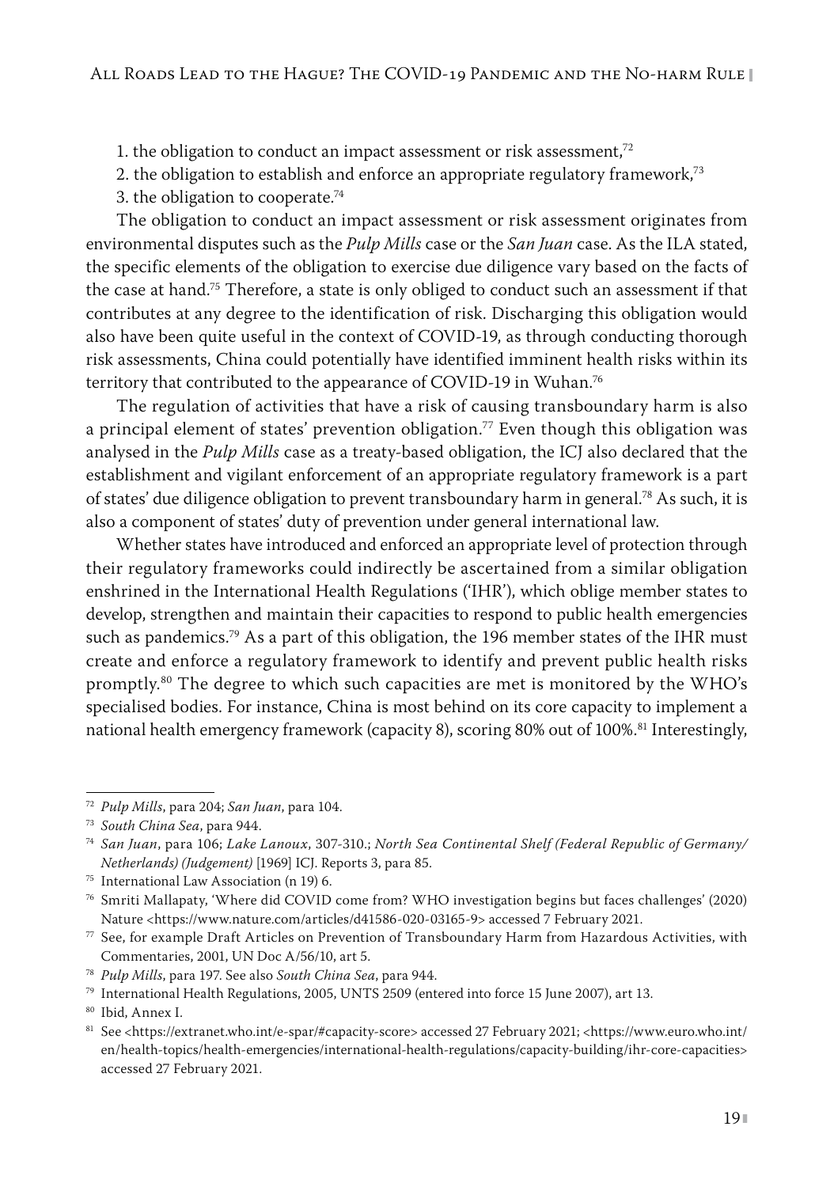1. the obligation to conduct an impact assessment or risk assessment,[72]
2. the obligation to establish and enforce an appropriate regulatory framework,[73]
3. the obligation to cooperate.[74]

The obligation to conduct an impact assessment or risk assessment originates from environmental disputes such as the *Pulp Mills* case or the *San Juan* case. As the ILA stated, the specific elements of the obligation to exercise due diligence vary based on the facts of the case at hand.[75] Therefore, a state is only obliged to conduct such an assessment if that contributes at any degree to the identification of risk. Discharging this obligation would also have been quite useful in the context of COVID-19, as through conducting thorough risk assessments, China could potentially have identified imminent health risks within its territory that contributed to the appearance of COVID-19 in Wuhan.[76]

The regulation of activities that have a risk of causing transboundary harm is also a principal element of states' prevention obligation.[77] Even though this obligation was analysed in the *Pulp Mills* case as a treaty-based obligation, the ICJ also declared that the establishment and vigilant enforcement of an appropriate regulatory framework is a part of states' due diligence obligation to prevent transboundary harm in general.[78] As such, it is also a component of states' duty of prevention under general international law.

Whether states have introduced and enforced an appropriate level of protection through their regulatory frameworks could indirectly be ascertained from a similar obligation enshrined in the International Health Regulations ('IHR'), which oblige member states to develop, strengthen and maintain their capacities to respond to public health emergencies such as pandemics.[79] As a part of this obligation, the 196 member states of the IHR must create and enforce a regulatory framework to identify and prevent public health risks promptly.[80] The degree to which such capacities are met is monitored by the WHO's specialised bodies. For instance, China is most behind on its core capacity to implement a national health emergency framework (capacity 8), scoring 80% out of 100%.[81] Interestingly,

---

[72] *Pulp Mills*, para 204; *San Juan*, para 104.

[73] *South China Sea*, para 944.

[74] *San Juan*, para 106; *Lake Lanoux*, 307-310.; *North Sea Continental Shelf (Federal Republic of Germany/ Netherlands) (Judgement)* [1969] ICJ. Reports 3, para 85.

[75] International Law Association (n 19) 6.

[76] Smriti Mallapaty, 'Where did COVID come from? WHO investigation begins but faces challenges' (2020) Nature <https://www.nature.com/articles/d41586-020-03165-9> accessed 7 February 2021.

[77] See, for example Draft Articles on Prevention of Transboundary Harm from Hazardous Activities, with Commentaries, 2001, UN Doc A/56/10, art 5.

[78] *Pulp Mills*, para 197. See also *South China Sea*, para 944.

[79] International Health Regulations, 2005, UNTS 2509 (entered into force 15 June 2007), art 13.

[80] Ibid, Annex I.

[81] See <https://extranet.who.int/e-spar/#capacity-score> accessed 27 February 2021; <https://www.euro.who.int/en/health-topics/health-emergencies/international-health-regulations/capacity-building/ihr-core-capacities> accessed 27 February 2021.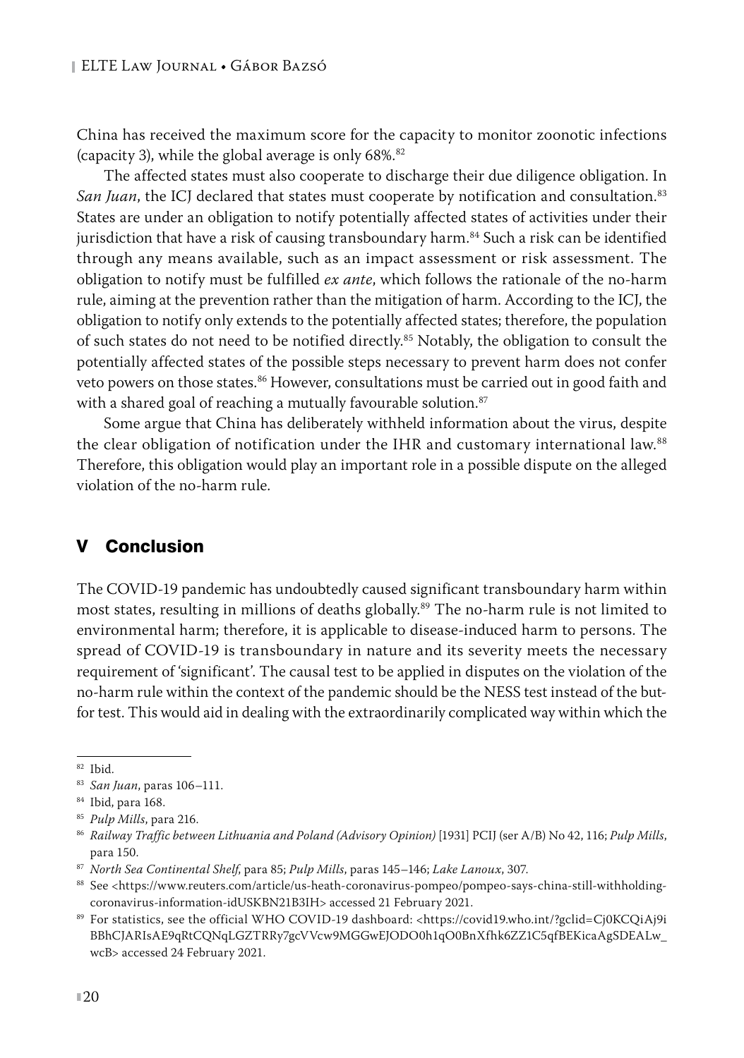China has received the maximum score for the capacity to monitor zoonotic infections (capacity 3), while the global average is only 68%.[82]

The affected states must also cooperate to discharge their due diligence obligation. In *San Juan*, the ICJ declared that states must cooperate by notification and consultation.[83] States are under an obligation to notify potentially affected states of activities under their jurisdiction that have a risk of causing transboundary harm.[84] Such a risk can be identified through any means available, such as an impact assessment or risk assessment. The obligation to notify must be fulfilled *ex ante*, which follows the rationale of the no-harm rule, aiming at the prevention rather than the mitigation of harm. According to the ICJ, the obligation to notify only extends to the potentially affected states; therefore, the population of such states do not need to be notified directly.[85] Notably, the obligation to consult the potentially affected states of the possible steps necessary to prevent harm does not confer veto powers on those states.[86] However, consultations must be carried out in good faith and with a shared goal of reaching a mutually favourable solution.[87]

Some argue that China has deliberately withheld information about the virus, despite the clear obligation of notification under the IHR and customary international law.[88] Therefore, this obligation would play an important role in a possible dispute on the alleged violation of the no-harm rule.

## V Conclusion

The COVID-19 pandemic has undoubtedly caused significant transboundary harm within most states, resulting in millions of deaths globally.[89] The no-harm rule is not limited to environmental harm; therefore, it is applicable to disease-induced harm to persons. The spread of COVID-19 is transboundary in nature and its severity meets the necessary requirement of 'significant'. The causal test to be applied in disputes on the violation of the no-harm rule within the context of the pandemic should be the NESS test instead of the but-for test. This would aid in dealing with the extraordinarily complicated way within which the

---

[82] Ibid.

[83] *San Juan*, paras 106–111.

[84] Ibid, para 168.

[85] *Pulp Mills*, para 216.

[86] *Railway Traffic between Lithuania and Poland (Advisory Opinion)* [1931] PCIJ (ser A/B) No 42, 116; *Pulp Mills*, para 150.

[87] *North Sea Continental Shelf*, para 85; *Pulp Mills*, paras 145–146; *Lake Lanoux*, 307.

[88] See <https://www.reuters.com/article/us-heath-coronavirus-pompeo/pompeo-says-china-still-withholding-coronavirus-information-idUSKBN21B3IH> accessed 21 February 2021.

[89] For statistics, see the official WHO COVID-19 dashboard: <https://covid19.who.int/?gclid=Cj0KCQiAj9iBBhCJARIsAE9qRtCQNqLGZTRRy7gcVVcw9MGGwEJODO0h1qO0BnXfhk6ZZ1C5qfBEKicaAgSDEALw_wcB> accessed 24 February 2021.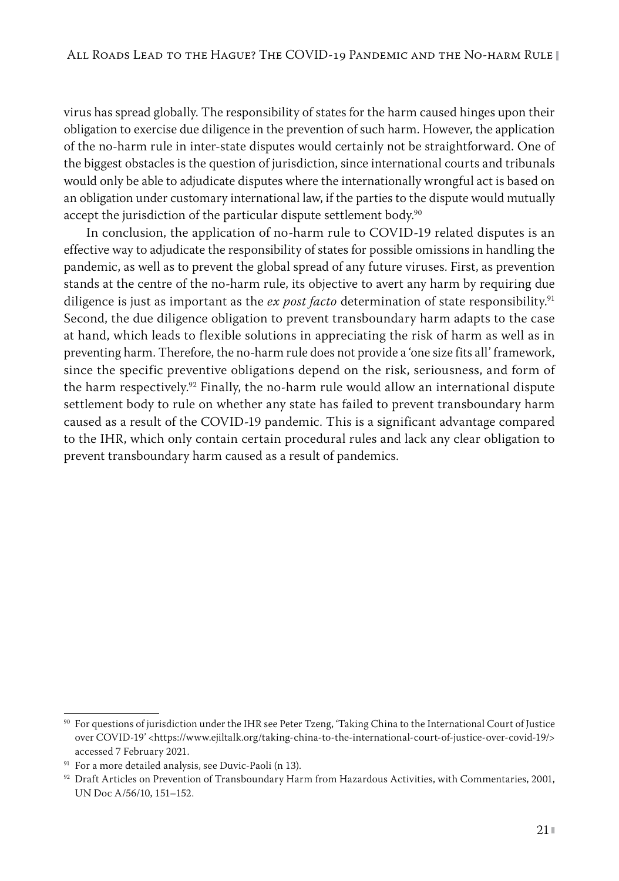virus has spread globally. The responsibility of states for the harm caused hinges upon their obligation to exercise due diligence in the prevention of such harm. However, the application of the no-harm rule in inter-state disputes would certainly not be straightforward. One of the biggest obstacles is the question of jurisdiction, since international courts and tribunals would only be able to adjudicate disputes where the internationally wrongful act is based on an obligation under customary international law, if the parties to the dispute would mutually accept the jurisdiction of the particular dispute settlement body.[90]

In conclusion, the application of no-harm rule to COVID-19 related disputes is an effective way to adjudicate the responsibility of states for possible omissions in handling the pandemic, as well as to prevent the global spread of any future viruses. First, as prevention stands at the centre of the no-harm rule, its objective to avert any harm by requiring due diligence is just as important as the *ex post facto* determination of state responsibility.[91] Second, the due diligence obligation to prevent transboundary harm adapts to the case at hand, which leads to flexible solutions in appreciating the risk of harm as well as in preventing harm. Therefore, the no-harm rule does not provide a 'one size fits all' framework, since the specific preventive obligations depend on the risk, seriousness, and form of the harm respectively.[92] Finally, the no-harm rule would allow an international dispute settlement body to rule on whether any state has failed to prevent transboundary harm caused as a result of the COVID-19 pandemic. This is a significant advantage compared to the IHR, which only contain certain procedural rules and lack any clear obligation to prevent transboundary harm caused as a result of pandemics.

---

[90] For questions of jurisdiction under the IHR see Peter Tzeng, 'Taking China to the International Court of Justice over COVID-19' <https://www.ejiltalk.org/taking-china-to-the-international-court-of-justice-over-covid-19/> accessed 7 February 2021.

[91] For a more detailed analysis, see Duvic-Paoli (n 13).

[92] Draft Articles on Prevention of Transboundary Harm from Hazardous Activities, with Commentaries, 2001, UN Doc A/56/10, 151–152.